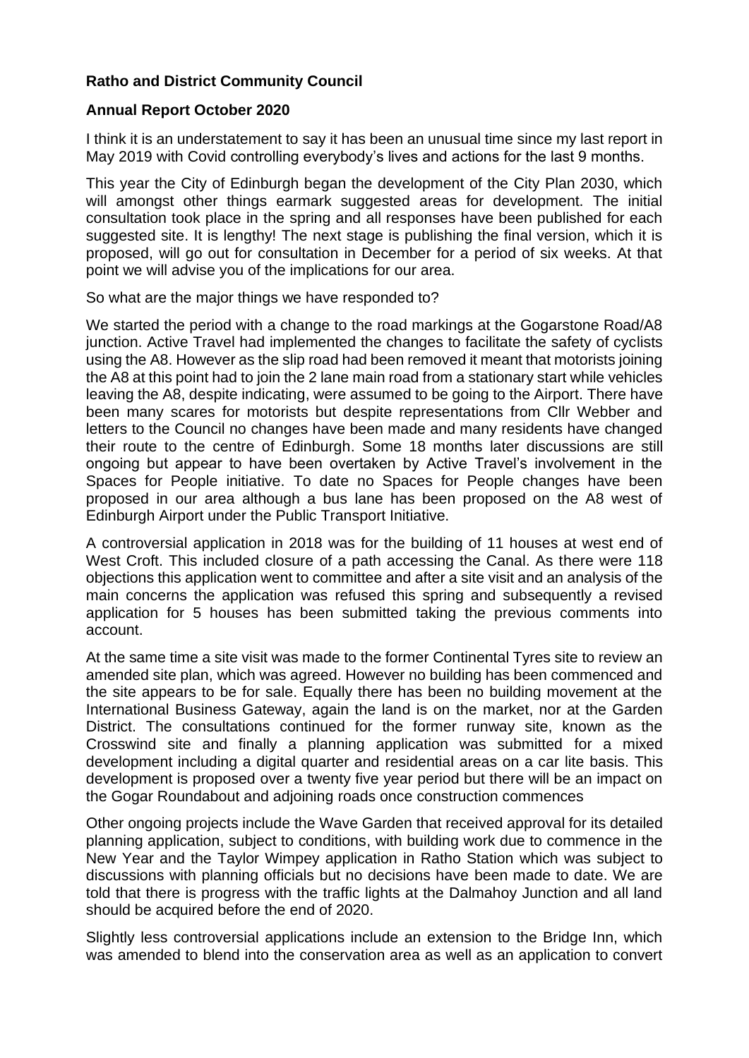**Ratho and District Community Council**

**Annual Report October 2020**

I think it is an understatement to say it has been an unusual time since my last report in May 2019 with Covid controlling everybody's lives and actions for the last 9 months.

This year the City of Edinburgh began the development of the City Plan 2030, which will amongst other things earmark suggested areas for development. The initial consultation took place in the spring and all responses have been published for each suggested site. It is lengthy! The next stage is publishing the final version, which it is proposed, will go out for consultation in December for a period of six weeks. At that point we will advise you of the implications for our area.

So what are the major things we have responded to?

We started the period with a change to the road markings at the Gogarstone Road/A8 junction. Active Travel had implemented the changes to facilitate the safety of cyclists using the A8. However as the slip road had been removed it meant that motorists joining the A8 at this point had to join the 2 lane main road from a stationary start while vehicles leaving the A8, despite indicating, were assumed to be going to the Airport. There have been many scares for motorists but despite representations from Cllr Webber and letters to the Council no changes have been made and many residents have changed their route to the centre of Edinburgh. Some 18 months later discussions are still ongoing but appear to have been overtaken by Active Travel's involvement in the Spaces for People initiative. To date no Spaces for People changes have been proposed in our area although a bus lane has been proposed on the A8 west of Edinburgh Airport under the Public Transport Initiative.

A controversial application in 2018 was for the building of 11 houses at west end of West Croft. This included closure of a path accessing the Canal. As there were 118 objections this application went to committee and after a site visit and an analysis of the main concerns the application was refused this spring and subsequently a revised application for 5 houses has been submitted taking the previous comments into account.

At the same time a site visit was made to the former Continental Tyres site to review an amended site plan, which was agreed. However no building has been commenced and the site appears to be for sale. Equally there has been no building movement at the International Business Gateway, again the land is on the market, nor at the Garden District. The consultations continued for the former runway site, known as the Crosswind site and finally a planning application was submitted for a mixed development including a digital quarter and residential areas on a car lite basis. This development is proposed over a twenty five year period but there will be an impact on the Gogar Roundabout and adjoining roads once construction commences

Other ongoing projects include the Wave Garden that received approval for its detailed planning application, subject to conditions, with building work due to commence in the New Year and the Taylor Wimpey application in Ratho Station which was subject to discussions with planning officials but no decisions have been made to date. We are told that there is progress with the traffic lights at the Dalmahoy Junction and all land should be acquired before the end of 2020.

Slightly less controversial applications include an extension to the Bridge Inn, which was amended to blend into the conservation area as well as an application to convert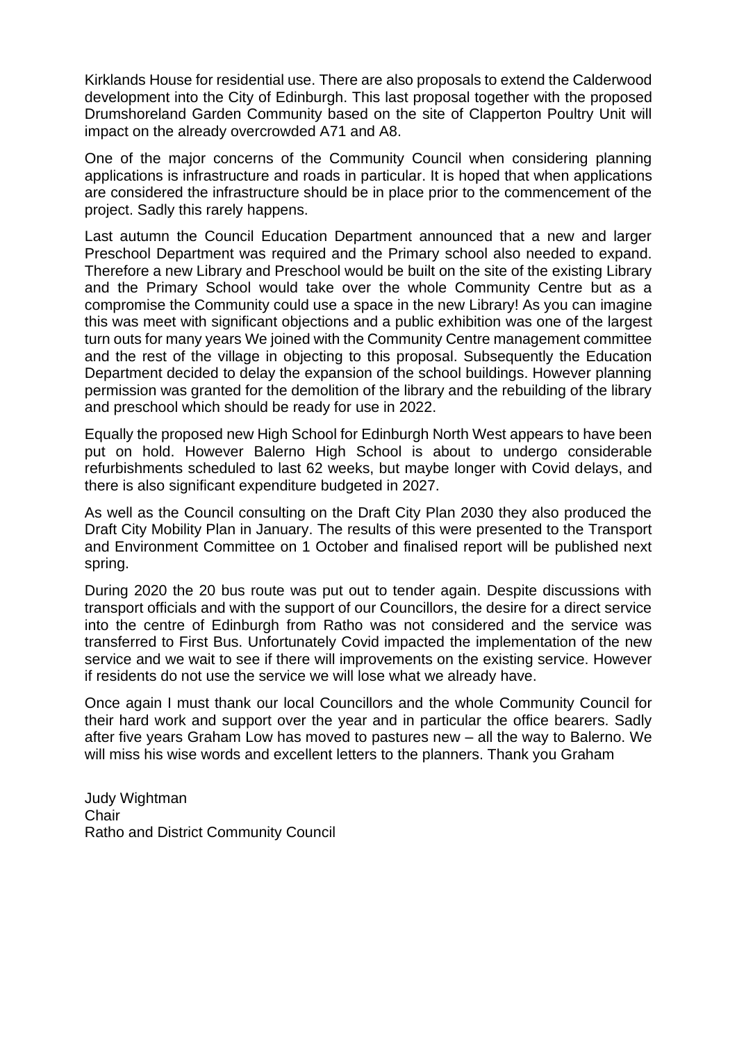Kirklands House for residential use. There are also proposals to extend the Calderwood development into the City of Edinburgh. This last proposal together with the proposed Drumshoreland Garden Community based on the site of Clapperton Poultry Unit will impact on the already overcrowded A71 and A8.

One of the major concerns of the Community Council when considering planning applications is infrastructure and roads in particular. It is hoped that when applications are considered the infrastructure should be in place prior to the commencement of the project. Sadly this rarely happens.

Last autumn the Council Education Department announced that a new and larger Preschool Department was required and the Primary school also needed to expand. Therefore a new Library and Preschool would be built on the site of the existing Library and the Primary School would take over the whole Community Centre but as a compromise the Community could use a space in the new Library! As you can imagine this was meet with significant objections and a public exhibition was one of the largest turn outs for many years We joined with the Community Centre management committee and the rest of the village in objecting to this proposal. Subsequently the Education Department decided to delay the expansion of the school buildings. However planning permission was granted for the demolition of the library and the rebuilding of the library and preschool which should be ready for use in 2022.

Equally the proposed new High School for Edinburgh North West appears to have been put on hold. However Balerno High School is about to undergo considerable refurbishments scheduled to last 62 weeks, but maybe longer with Covid delays, and there is also significant expenditure budgeted in 2027.

As well as the Council consulting on the Draft City Plan 2030 they also produced the Draft City Mobility Plan in January. The results of this were presented to the Transport and Environment Committee on 1 October and finalised report will be published next spring.

During 2020 the 20 bus route was put out to tender again. Despite discussions with transport officials and with the support of our Councillors, the desire for a direct service into the centre of Edinburgh from Ratho was not considered and the service was transferred to First Bus. Unfortunately Covid impacted the implementation of the new service and we wait to see if there will improvements on the existing service. However if residents do not use the service we will lose what we already have.

Once again I must thank our local Councillors and the whole Community Council for their hard work and support over the year and in particular the office bearers. Sadly after five years Graham Low has moved to pastures new – all the way to Balerno. We will miss his wise words and excellent letters to the planners. Thank you Graham

Judy Wightman
Chair
Ratho and District Community Council